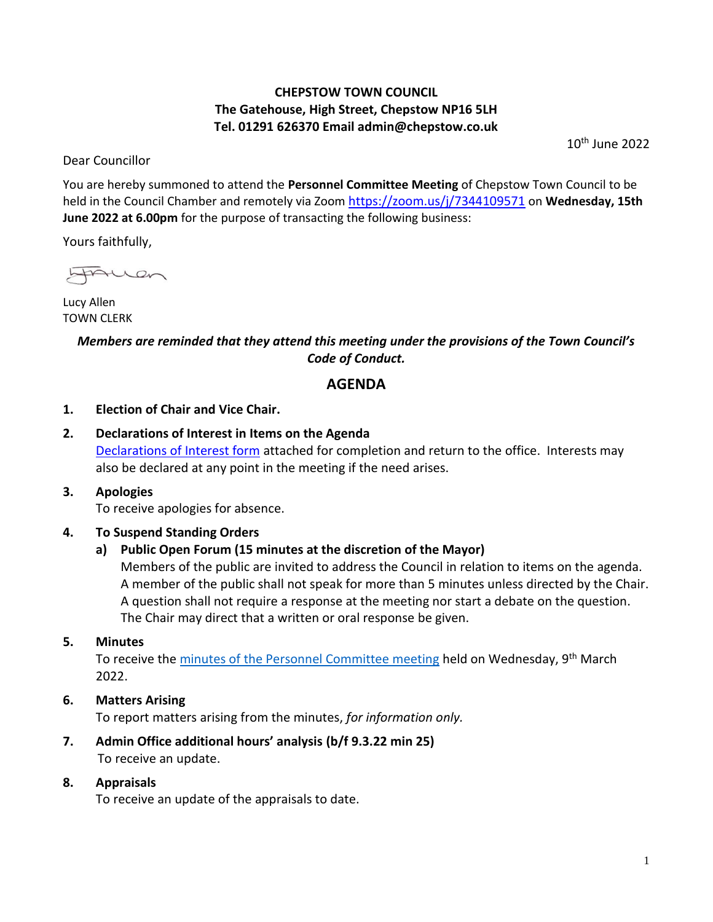**CHEPSTOW TOWN COUNCIL**
**The Gatehouse, High Street, Chepstow NP16 5LH**
**Tel. 01291 626370 Email admin@chepstow.co.uk**

10th June 2022

Dear Councillor

You are hereby summoned to attend the **Personnel Committee Meeting** of Chepstow Town Council to be held in the Council Chamber and remotely via Zoom [https://zoom.us/j/7344109571](https://zoom.us/j/7344109571) on **Wednesday, 15th June 2022 at 6.00pm** for the purpose of transacting the following business:

Yours faithfully,

Lucy Allen
TOWN CLERK

***Members are reminded that they attend this meeting under the provisions of the Town Council's Code of Conduct.***

## AGENDA

1. **Election of Chair and Vice Chair.**

2. **Declarations of Interest in Items on the Agenda**
   Declarations of Interest form attached for completion and return to the office. Interests may also be declared at any point in the meeting if the need arises.

3. **Apologies**
   To receive apologies for absence.

4. **To Suspend Standing Orders**
   a) **Public Open Forum (15 minutes at the discretion of the Mayor)**
   Members of the public are invited to address the Council in relation to items on the agenda. A member of the public shall not speak for more than 5 minutes unless directed by the Chair. A question shall not require a response at the meeting nor start a debate on the question. The Chair may direct that a written or oral response be given.

5. **Minutes**
   To receive the minutes of the Personnel Committee meeting held on Wednesday, 9th March 2022.

6. **Matters Arising**
   To report matters arising from the minutes, *for information only.*

7. **Admin Office additional hours' analysis (b/f 9.3.22 min 25)**
   To receive an update.

8. **Appraisals**
   To receive an update of the appraisals to date.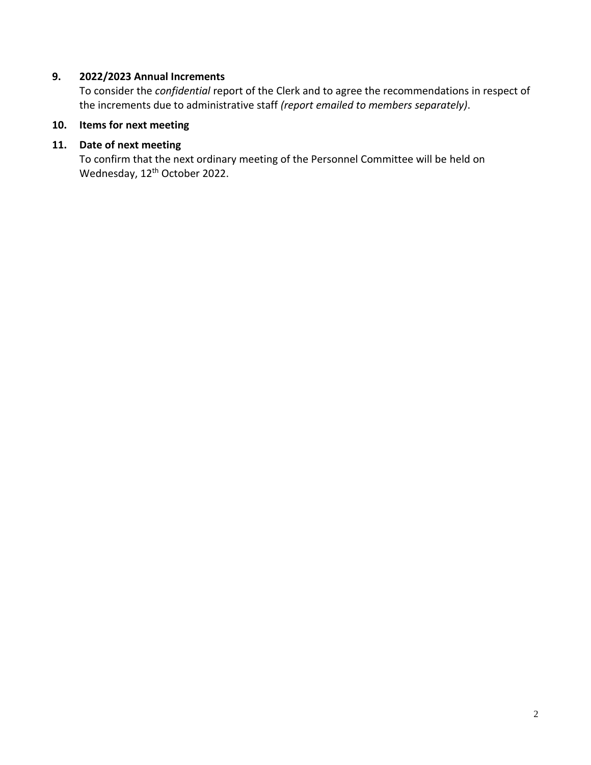**9. 2022/2023 Annual Increments**

To consider the *confidential* report of the Clerk and to agree the recommendations in respect of the increments due to administrative staff *(report emailed to members separately)*.

**10. Items for next meeting**

**11. Date of next meeting**

To confirm that the next ordinary meeting of the Personnel Committee will be held on Wednesday, 12th October 2022.